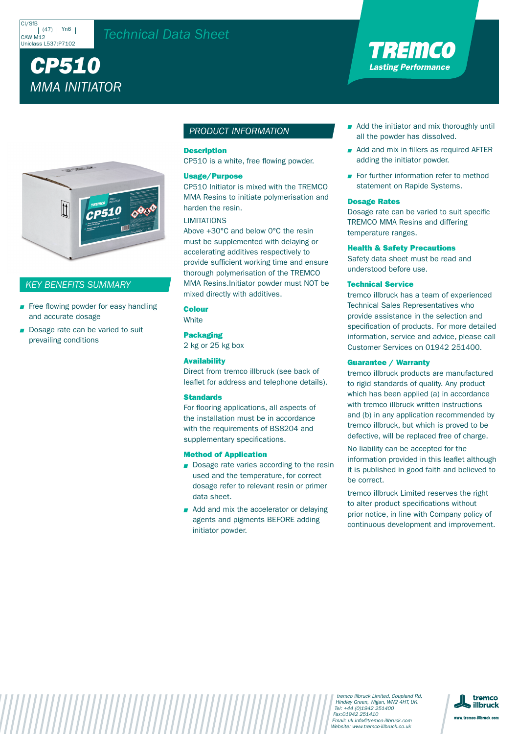CI/SfB (47) Yn6
CAW M12
Uniclass L537:P7102

Technical Data Sheet

# CP510

## MMA INITIATOR

TREMCO
Lasting Performance

## KEY BENEFITS SUMMARY

- Free flowing powder for easy handling and accurate dosage
- Dosage rate can be varied to suit prevailing conditions

## PRODUCT INFORMATION

### Description

CP510 is a white, free flowing powder.

### Usage/Purpose

CP510 Initiator is mixed with the TREMCO MMA Resins to initiate polymerisation and harden the resin.

LIMITATIONS

Above +30°C and below 0°C the resin must be supplemented with delaying or accelerating additives respectively to provide sufficient working time and ensure thorough polymerisation of the TREMCO MMA Resins.Initiator powder must NOT be mixed directly with additives.

### Colour

White

### Packaging

2 kg or 25 kg box

### Availability

Direct from tremco illbruck (see back of leaflet for address and telephone details).

### Standards

For flooring applications, all aspects of the installation must be in accordance with the requirements of BS8204 and supplementary specifications.

### Method of Application

- Dosage rate varies according to the resin used and the temperature, for correct dosage refer to relevant resin or primer data sheet.
- Add and mix the accelerator or delaying agents and pigments BEFORE adding initiator powder.
- Add the initiator and mix thoroughly until all the powder has dissolved.
- Add and mix in fillers as required AFTER adding the initiator powder.
- For further information refer to method statement on Rapide Systems.

### Dosage Rates

Dosage rate can be varied to suit specific TREMCO MMA Resins and differing temperature ranges.

### Health & Safety Precautions

Safety data sheet must be read and understood before use.

### Technical Service

tremco illbruck has a team of experienced Technical Sales Representatives who provide assistance in the selection and specification of products. For more detailed information, service and advice, please call Customer Services on 01942 251400.

### Guarantee / Warranty

tremco illbruck products are manufactured to rigid standards of quality. Any product which has been applied (a) in accordance with tremco illbruck written instructions and (b) in any application recommended by tremco illbruck, but which is proved to be defective, will be replaced free of charge.

No liability can be accepted for the information provided in this leaflet although it is published in good faith and believed to be correct.

tremco illbruck Limited reserves the right to alter product specifications without prior notice, in line with Company policy of continuous development and improvement.

*tremco illbruck Limited, Coupland Rd, Hindley Green, Wigan, WN2 4HT, UK.*
*Tel: +44 (0)1942 251400*
*Fax:01942 251410*
*Email: uk.info@tremco-illbruck.com*
*Website: www.tremco-illbruck.co.uk*

tremco illbruck
www.tremco-illbruck.com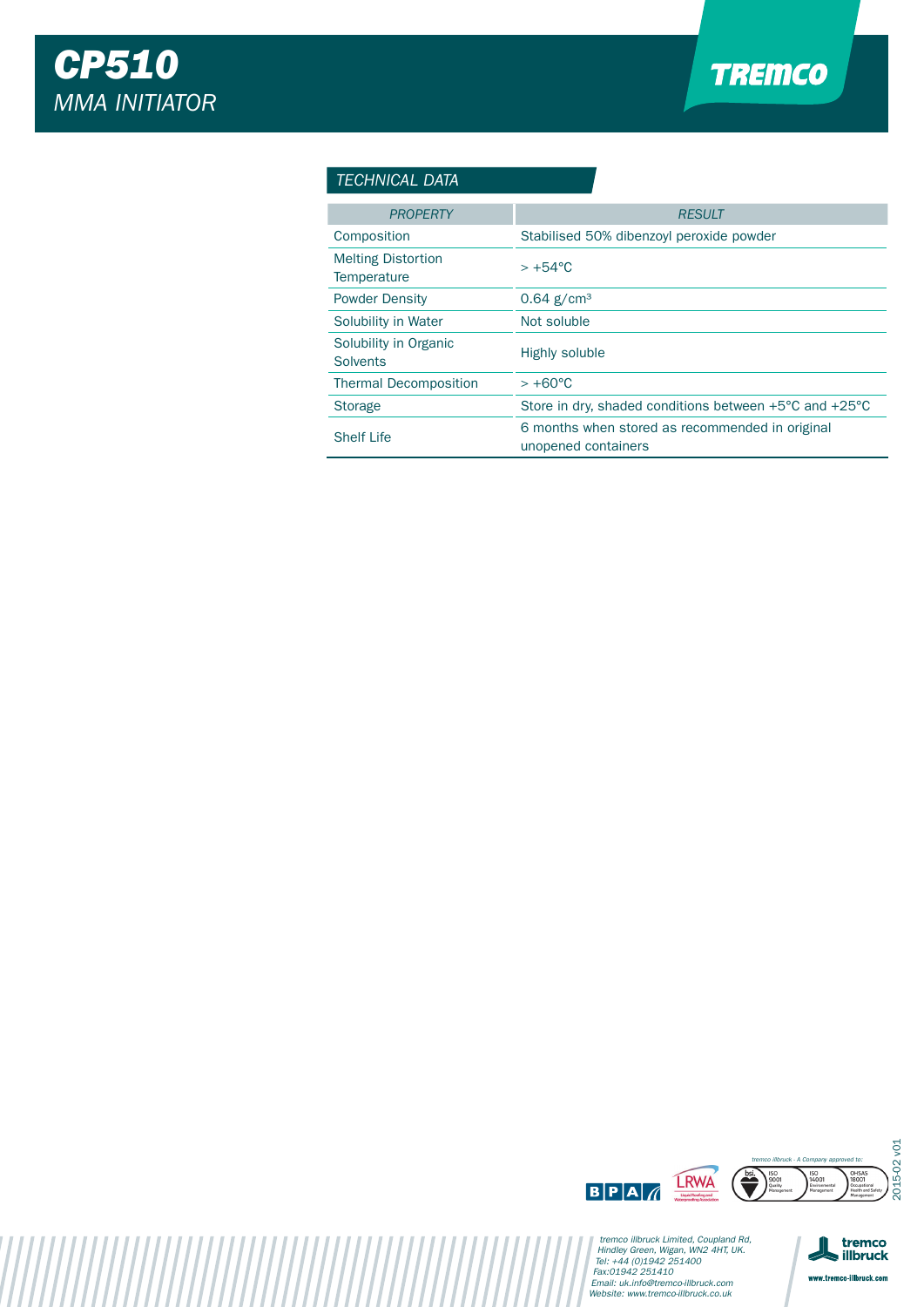# CP510

## *MMA INITIATOR*

### *TECHNICAL DATA*

| *PROPERTY* | *RESULT* |
|---|---|
| Composition | Stabilised 50% dibenzoyl peroxide powder |
| Melting Distortion Temperature | > +54°C |
| Powder Density | 0.64 g/cm³ |
| Solubility in Water | Not soluble |
| Solubility in Organic Solvents | Highly soluble |
| Thermal Decomposition | > +60°C |
| Storage | Store in dry, shaded conditions between +5°C and +25°C |
| Shelf Life | 6 months when stored as recommended in original unopened containers |

*tremco illbruck - A Company approved to:* ISO 9001 Quality Management, ISO 14001 Environmental Management, OHSAS 18001 Occupational Health and Safety Management

2015-02 v01

*tremco illbruck Limited, Coupland Rd, Hindley Green, Wigan, WN2 4HT, UK.*
*Tel: +44 (0)1942 251400*
*Fax:01942 251410*
*Email: uk.info@tremco-illbruck.com*
*Website: www.tremco-illbruck.co.uk*

www.tremco-illbruck.com